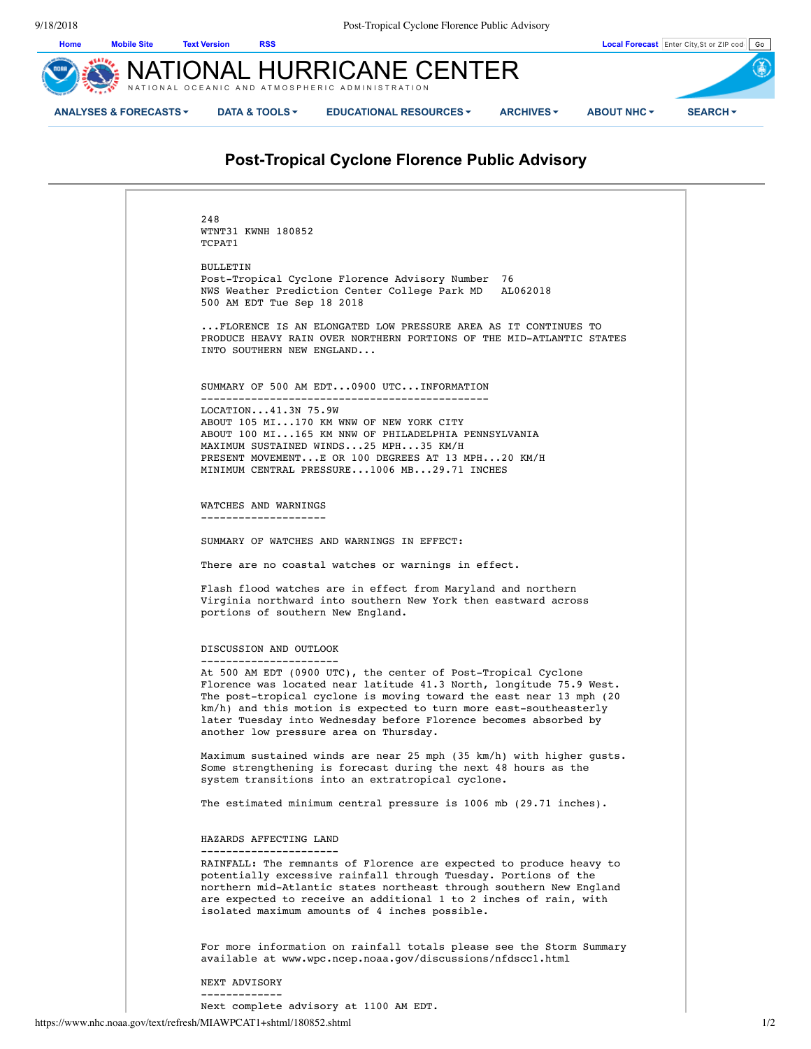# Post-Tropical Cyclone Florence Public Advisory

```
248
WTNT31 KWNH 180852
TCPAT1

BULLETIN
Post-Tropical Cyclone Florence Advisory Number  76
NWS Weather Prediction Center College Park MD   AL062018
500 AM EDT Tue Sep 18 2018

...FLORENCE IS AN ELONGATED LOW PRESSURE AREA AS IT CONTINUES TO
PRODUCE HEAVY RAIN OVER NORTHERN PORTIONS OF THE MID-ATLANTIC STATES
INTO SOUTHERN NEW ENGLAND...


SUMMARY OF 500 AM EDT...0900 UTC...INFORMATION
----------------------------------------------
LOCATION...41.3N 75.9W
ABOUT 105 MI...170 KM WNW OF NEW YORK CITY
ABOUT 100 MI...165 KM NNW OF PHILADELPHIA PENNSYLVANIA
MAXIMUM SUSTAINED WINDS...25 MPH...35 KM/H
PRESENT MOVEMENT...E OR 100 DEGREES AT 13 MPH...20 KM/H
MINIMUM CENTRAL PRESSURE...1006 MB...29.71 INCHES


WATCHES AND WARNINGS
--------------------

SUMMARY OF WATCHES AND WARNINGS IN EFFECT:

There are no coastal watches or warnings in effect.

Flash flood watches are in effect from Maryland and northern
Virginia northward into southern New York then eastward across
portions of southern New England.


DISCUSSION AND OUTLOOK
----------------------
At 500 AM EDT (0900 UTC), the center of Post-Tropical Cyclone
Florence was located near latitude 41.3 North, longitude 75.9 West.
The post-tropical cyclone is moving toward the east near 13 mph (20
km/h) and this motion is expected to turn more east-southeasterly
later Tuesday into Wednesday before Florence becomes absorbed by
another low pressure area on Thursday.

Maximum sustained winds are near 25 mph (35 km/h) with higher gusts.
Some strengthening is forecast during the next 48 hours as the
system transitions into an extratropical cyclone.

The estimated minimum central pressure is 1006 mb (29.71 inches).


HAZARDS AFFECTING LAND
----------------------
RAINFALL: The remnants of Florence are expected to produce heavy to
potentially excessive rainfall through Tuesday. Portions of the
northern mid-Atlantic states northeast through southern New England
are expected to receive an additional 1 to 2 inches of rain, with
isolated maximum amounts of 4 inches possible.


For more information on rainfall totals please see the Storm Summary
available at www.wpc.ncep.noaa.gov/discussions/nfdscc1.html

NEXT ADVISORY
-------------
Next complete advisory at 1100 AM EDT.
```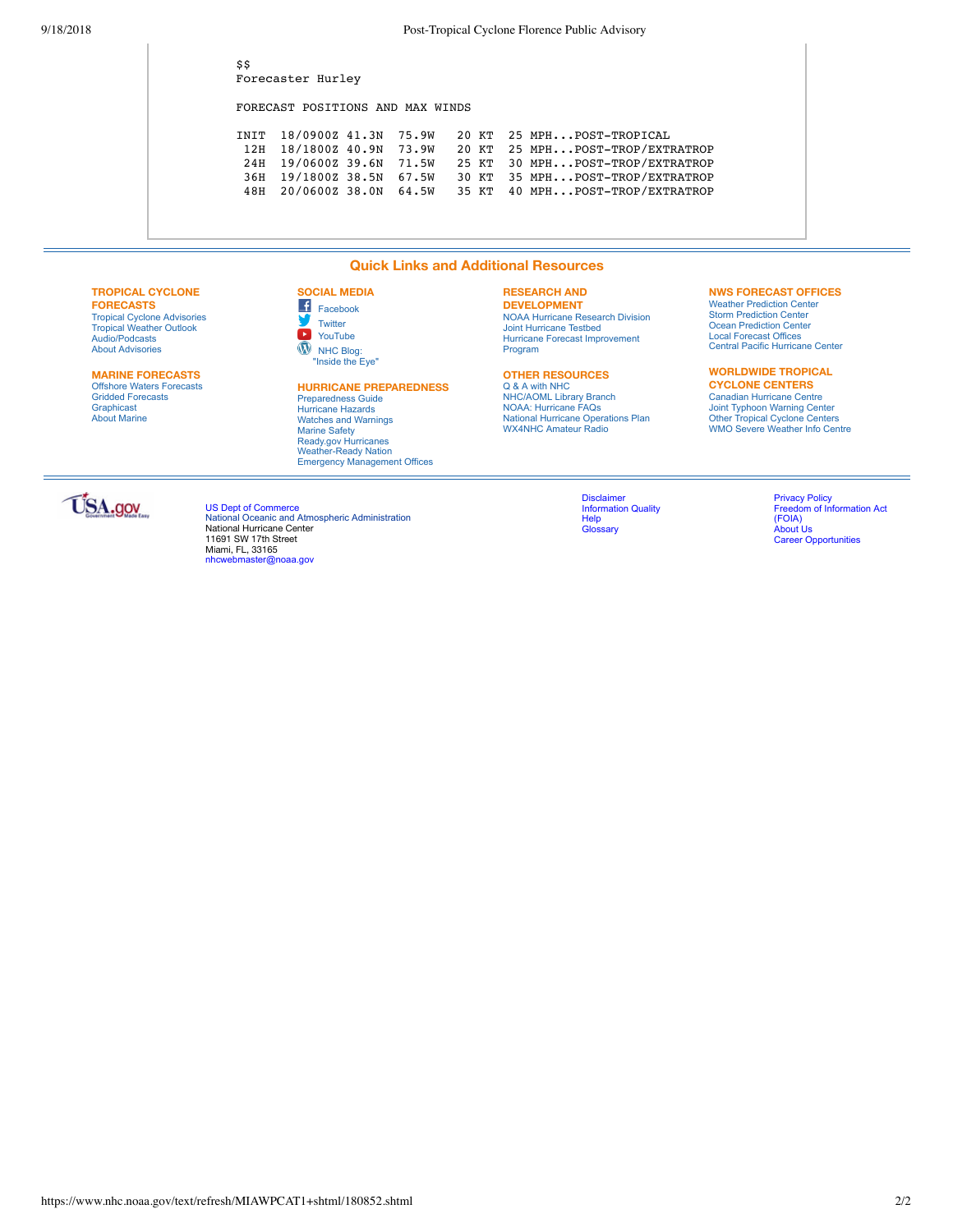```
$$
Forecaster Hurley

FORECAST POSITIONS AND MAX WINDS

INIT  18/0900Z 41.3N  75.9W   20 KT  25 MPH...POST-TROPICAL
 12H  18/1800Z 40.9N  73.9W   20 KT  25 MPH...POST-TROP/EXTRATROP
 24H  19/0600Z 39.6N  71.5W   25 KT  30 MPH...POST-TROP/EXTRATROP
 36H  19/1800Z 38.5N  67.5W   30 KT  35 MPH...POST-TROP/EXTRATROP
 48H  20/0600Z 38.0N  64.5W   35 KT  40 MPH...POST-TROP/EXTRATROP
```

## Quick Links and Additional Resources

### TROPICAL CYCLONE FORECASTS
- Tropical Cyclone Advisories
- Tropical Weather Outlook
- Audio/Podcasts
- About Advisories

### MARINE FORECASTS
- Offshore Waters Forecasts
- Gridded Forecasts
- Graphicast
- About Marine

### SOCIAL MEDIA
- Facebook
- Twitter
- YouTube
- NHC Blog: "Inside the Eye"

### HURRICANE PREPAREDNESS
- Preparedness Guide
- Hurricane Hazards
- Watches and Warnings
- Marine Safety
- Ready.gov Hurricanes
- Weather-Ready Nation
- Emergency Management Offices

### RESEARCH AND DEVELOPMENT
- NOAA Hurricane Research Division
- Joint Hurricane Testbed
- Hurricane Forecast Improvement Program

### OTHER RESOURCES
- Q & A with NHC
- NHC/AOML Library Branch
- NOAA: Hurricane FAQs
- National Hurricane Operations Plan
- WX4NHC Amateur Radio

### NWS FORECAST OFFICES
- Weather Prediction Center
- Storm Prediction Center
- Ocean Prediction Center
- Local Forecast Offices
- Central Pacific Hurricane Center

### WORLDWIDE TROPICAL CYCLONE CENTERS
- Canadian Hurricane Centre
- Joint Typhoon Warning Center
- Other Tropical Cyclone Centers
- WMO Severe Weather Info Centre

USA.gov

US Dept of Commerce
National Oceanic and Atmospheric Administration
National Hurricane Center
11691 SW 17th Street
Miami, FL, 33165
nhcwebmaster@noaa.gov

Disclaimer
Information Quality
Help
Glossary

Privacy Policy
Freedom of Information Act (FOIA)
About Us
Career Opportunities